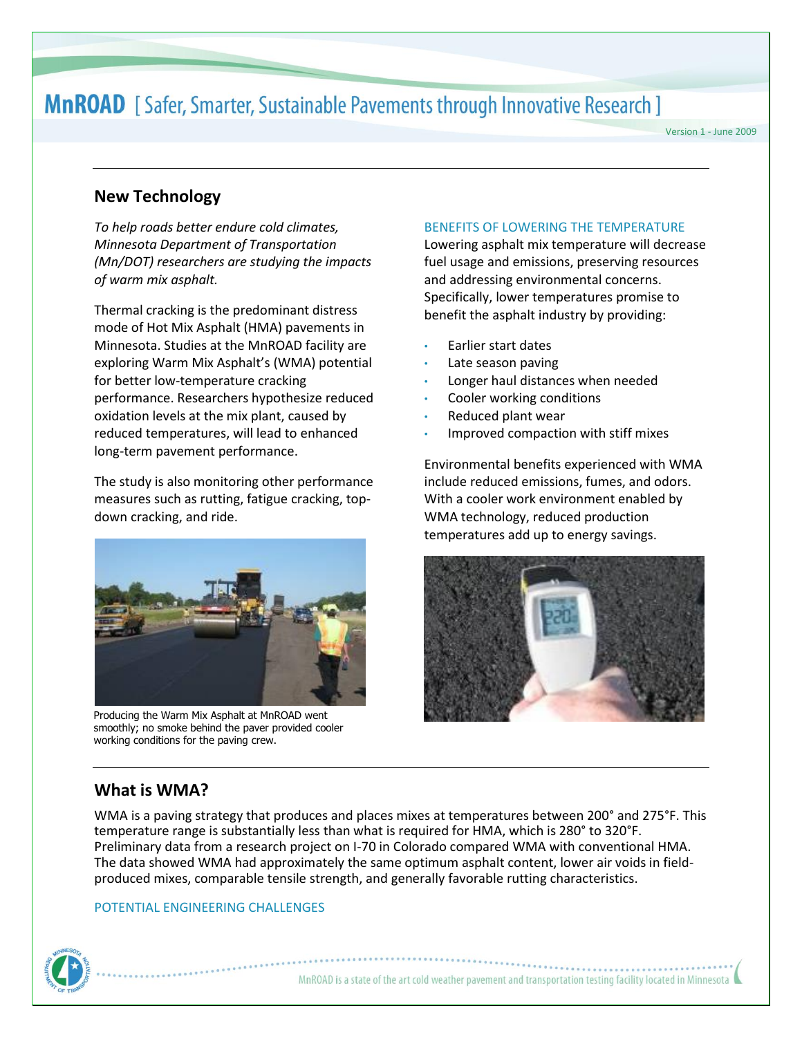# MnROAD [ Safer, Smarter, Sustainable Pavements through Innovative Research ]

Version 1 - June 2009

## New Technology

*To help roads better endure cold climates, Minnesota Department of Transportation (Mn/DOT) researchers are studying the impacts of warm mix asphalt.*

Thermal cracking is the predominant distress mode of Hot Mix Asphalt (HMA) pavements in Minnesota. Studies at the MnROAD facility are exploring Warm Mix Asphalt's (WMA) potential for better low-temperature cracking performance. Researchers hypothesize reduced oxidation levels at the mix plant, caused by reduced temperatures, will lead to enhanced long-term pavement performance.

The study is also monitoring other performance measures such as rutting, fatigue cracking, top-down cracking, and ride.

Producing the Warm Mix Asphalt at MnROAD went smoothly; no smoke behind the paver provided cooler working conditions for the paving crew.

### BENEFITS OF LOWERING THE TEMPERATURE

Lowering asphalt mix temperature will decrease fuel usage and emissions, preserving resources and addressing environmental concerns. Specifically, lower temperatures promise to benefit the asphalt industry by providing:

- Earlier start dates
- Late season paving
- Longer haul distances when needed
- Cooler working conditions
- Reduced plant wear
- Improved compaction with stiff mixes

Environmental benefits experienced with WMA include reduced emissions, fumes, and odors. With a cooler work environment enabled by WMA technology, reduced production temperatures add up to energy savings.

## What is WMA?

WMA is a paving strategy that produces and places mixes at temperatures between 200° and 275°F. This temperature range is substantially less than what is required for HMA, which is 280° to 320°F. Preliminary data from a research project on I-70 in Colorado compared WMA with conventional HMA. The data showed WMA had approximately the same optimum asphalt content, lower air voids in field-produced mixes, comparable tensile strength, and generally favorable rutting characteristics.

### POTENTIAL ENGINEERING CHALLENGES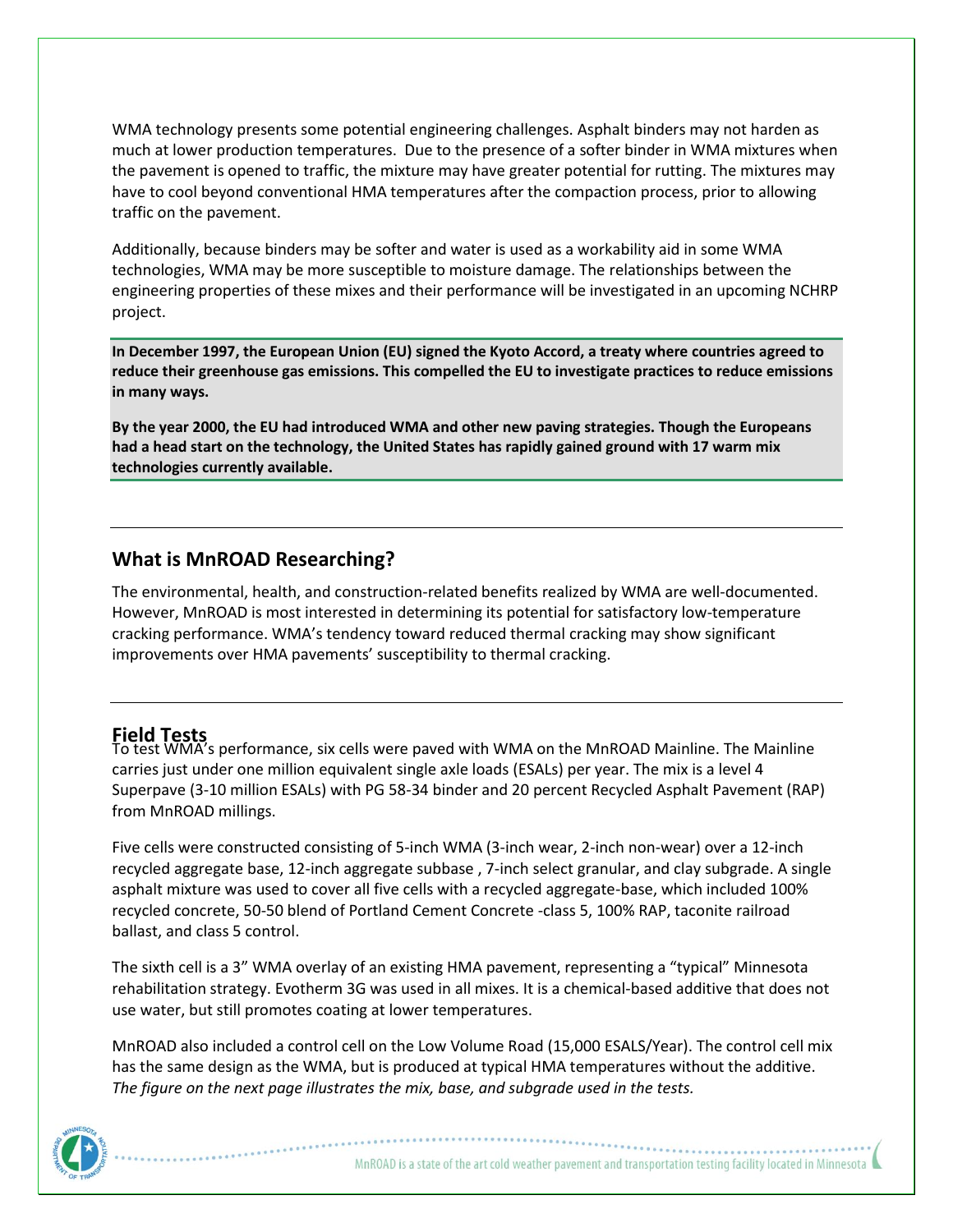WMA technology presents some potential engineering challenges. Asphalt binders may not harden as much at lower production temperatures. Due to the presence of a softer binder in WMA mixtures when the pavement is opened to traffic, the mixture may have greater potential for rutting. The mixtures may have to cool beyond conventional HMA temperatures after the compaction process, prior to allowing traffic on the pavement.

Additionally, because binders may be softer and water is used as a workability aid in some WMA technologies, WMA may be more susceptible to moisture damage. The relationships between the engineering properties of these mixes and their performance will be investigated in an upcoming NCHRP project.

**In December 1997, the European Union (EU) signed the Kyoto Accord, a treaty where countries agreed to reduce their greenhouse gas emissions. This compelled the EU to investigate practices to reduce emissions in many ways.**

**By the year 2000, the EU had introduced WMA and other new paving strategies. Though the Europeans had a head start on the technology, the United States has rapidly gained ground with 17 warm mix technologies currently available.**

---

## What is MnROAD Researching?

The environmental, health, and construction-related benefits realized by WMA are well-documented. However, MnROAD is most interested in determining its potential for satisfactory low-temperature cracking performance. WMA's tendency toward reduced thermal cracking may show significant improvements over HMA pavements' susceptibility to thermal cracking.

---

## Field Tests

To test WMA's performance, six cells were paved with WMA on the MnROAD Mainline. The Mainline carries just under one million equivalent single axle loads (ESALs) per year. The mix is a level 4 Superpave (3-10 million ESALs) with PG 58-34 binder and 20 percent Recycled Asphalt Pavement (RAP) from MnROAD millings.

Five cells were constructed consisting of 5-inch WMA (3-inch wear, 2-inch non-wear) over a 12-inch recycled aggregate base, 12-inch aggregate subbase , 7-inch select granular, and clay subgrade. A single asphalt mixture was used to cover all five cells with a recycled aggregate-base, which included 100% recycled concrete, 50-50 blend of Portland Cement Concrete -class 5, 100% RAP, taconite railroad ballast, and class 5 control.

The sixth cell is a 3" WMA overlay of an existing HMA pavement, representing a "typical" Minnesota rehabilitation strategy. Evotherm 3G was used in all mixes. It is a chemical-based additive that does not use water, but still promotes coating at lower temperatures.

MnROAD also included a control cell on the Low Volume Road (15,000 ESALS/Year). The control cell mix has the same design as the WMA, but is produced at typical HMA temperatures without the additive. *The figure on the next page illustrates the mix, base, and subgrade used in the tests.*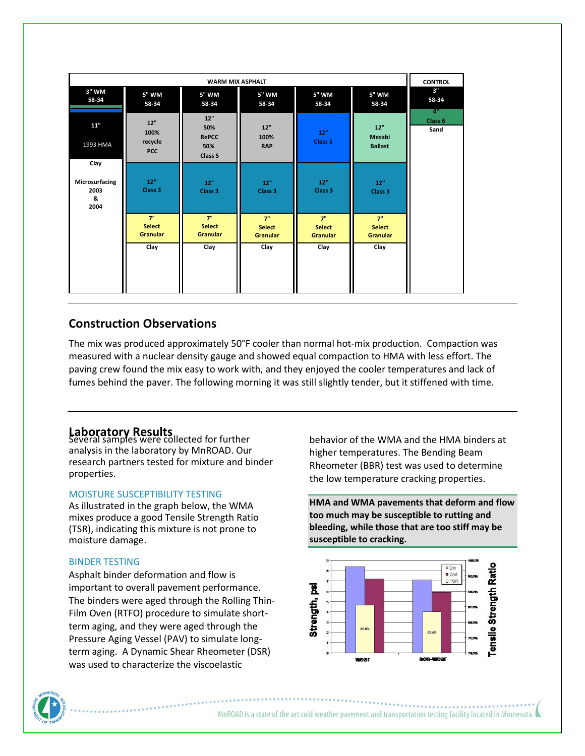| WARM MIX ASPHALT | | | | | | CONTROL |
|---|---|---|---|---|---|---|
| 3" WM 58-34 | 5" WM 58-34 | 5" WM 58-34 | 5" WM 58-34 | 5" WM 58-34 | 5" WM 58-34 | 3" 58-34 |
| 11" 1993 HMA | 12" 100% recycle PCC | 12" 50% RePCC 50% Class 5 | 12" 100% RAP | 12" Class 5 | 12" Mesabi Ballast | 4" Class 6 |
| Clay | 12" Class 3 | 12" Class 3 | 12" Class 3 | 12" Class 3 | 12" Class 3 | Sand |
| Microsurfacing 2003 & 2004 | 7" Select Granular | 7" Select Granular | 7" Select Granular | 7" Select Granular | 7" Select Granular | |
| | Clay | Clay | Clay | Clay | Clay | |

## Construction Observations

The mix was produced approximately 50°F cooler than normal hot-mix production. Compaction was measured with a nuclear density gauge and showed equal compaction to HMA with less effort. The paving crew found the mix easy to work with, and they enjoyed the cooler temperatures and lack of fumes behind the paver. The following morning it was still slightly tender, but it stiffened with time.

## Laboratory Results

Several samples were collected for further analysis in the laboratory by MnROAD. Our research partners tested for mixture and binder properties.

### MOISTURE SUSCEPTIBILITY TESTING

As illustrated in the graph below, the WMA mixes produce a good Tensile Strength Ratio (TSR), indicating this mixture is not prone to moisture damage.

### BINDER TESTING

Asphalt binder deformation and flow is important to overall pavement performance. The binders were aged through the Rolling Thin-Film Oven (RTFO) procedure to simulate short-term aging, and they were aged through the Pressure Aging Vessel (PAV) to simulate long-term aging. A Dynamic Shear Rheometer (DSR) was used to characterize the viscoelastic behavior of the WMA and the HMA binders at higher temperatures. The Bending Beam Rheometer (BBR) test was used to determine the low temperature cracking properties.

**HMA and WMA pavements that deform and flow too much may be susceptible to rutting and bleeding, while those that are too stiff may be susceptible to cracking.**

| | Dry (psi) | Wet (psi) | TSR |
|---|---|---|---|
| wear | | | 85.6% |
| non-wear | | | 83.4% |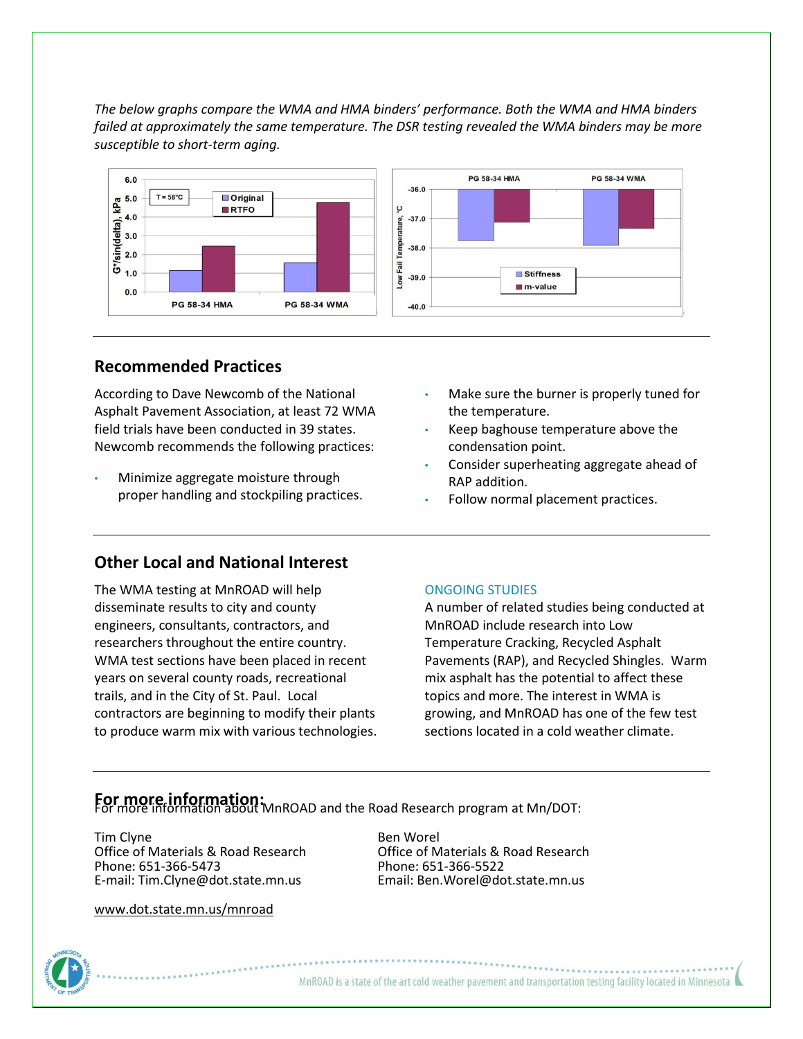*The below graphs compare the WMA and HMA binders' performance. Both the WMA and HMA binders failed at approximately the same temperature. The DSR testing revealed the WMA binders may be more susceptible to short-term aging.*

6.0
5.0
4.0
3.0
2.0
1.0
0.0
G*/sin(delta), kPa
T = 58°C
Original
RTFO
PG 58-34 HMA
PG 58-34 WMA

PG 58-34 HMA
PG 58-34 WMA
-36.0
-37.0
-38.0
-39.0
-40.0
Low Fail Temperature, °C
Stiffness
m-value

## Recommended Practices

According to Dave Newcomb of the National Asphalt Pavement Association, at least 72 WMA field trials have been conducted in 39 states. Newcomb recommends the following practices:

- Minimize aggregate moisture through proper handling and stockpiling practices.
- Make sure the burner is properly tuned for the temperature.
- Keep baghouse temperature above the condensation point.
- Consider superheating aggregate ahead of RAP addition.
- Follow normal placement practices.

## Other Local and National Interest

The WMA testing at MnROAD will help disseminate results to city and county engineers, consultants, and researchers throughout the entire country. WMA test sections have been placed in recent years on several county roads, recreational trails, and in the City of St. Paul. Local contractors are beginning to modify their plants to produce warm mix with various technologies.

### ONGOING STUDIES

A number of related studies being conducted at MnROAD include research into Low Temperature Cracking, Recycled Asphalt Pavements (RAP), and Recycled Shingles. Warm mix asphalt has the potential to affect these topics and more. The interest in WMA is growing, and MnROAD has one of the few test sections located in a cold weather climate.

## For more information:

For more information about MnROAD and the Road Research program at Mn/DOT:

Tim Clyne
Office of Materials & Road Research
Phone: 651-366-5473
E-mail: Tim.Clyne@dot.state.mn.us

Ben Worel
Office of Materials & Road Research
Phone: 651-366-5522
Email: Ben.Worel@dot.state.mn.us

www.dot.state.mn.us/mnroad

MnROAD is a state of the art cold weather pavement and transportation testing facility located in Minnesota